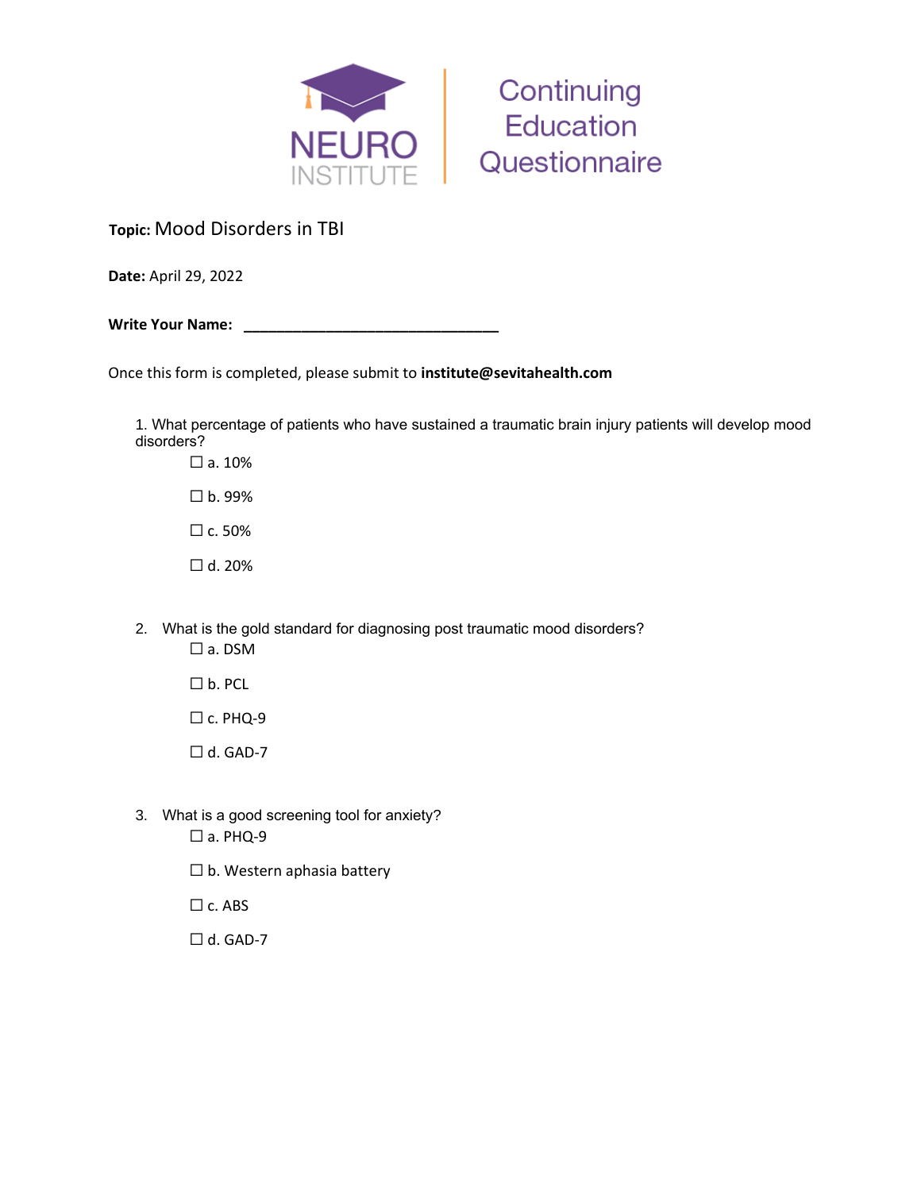# NEURO INSTITUTE | Continuing Education Questionnaire

**Topic:** Mood Disorders in TBI

**Date:** April 29, 2022

**Write Your Name:** ________________________________

Once this form is completed, please submit to **institute@sevitahealth.com**

1. What percentage of patients who have sustained a traumatic brain injury patients will develop mood disorders?

   ☐ a. 10%

   ☐ b. 99%

   ☐ c. 50%

   ☐ d. 20%

2. What is the gold standard for diagnosing post traumatic mood disorders?

   ☐ a. DSM

   ☐ b. PCL

   ☐ c. PHQ-9

   ☐ d. GAD-7

3. What is a good screening tool for anxiety?

   ☐ a. PHQ-9

   ☐ b. Western aphasia battery

   ☐ c. ABS

   ☐ d. GAD-7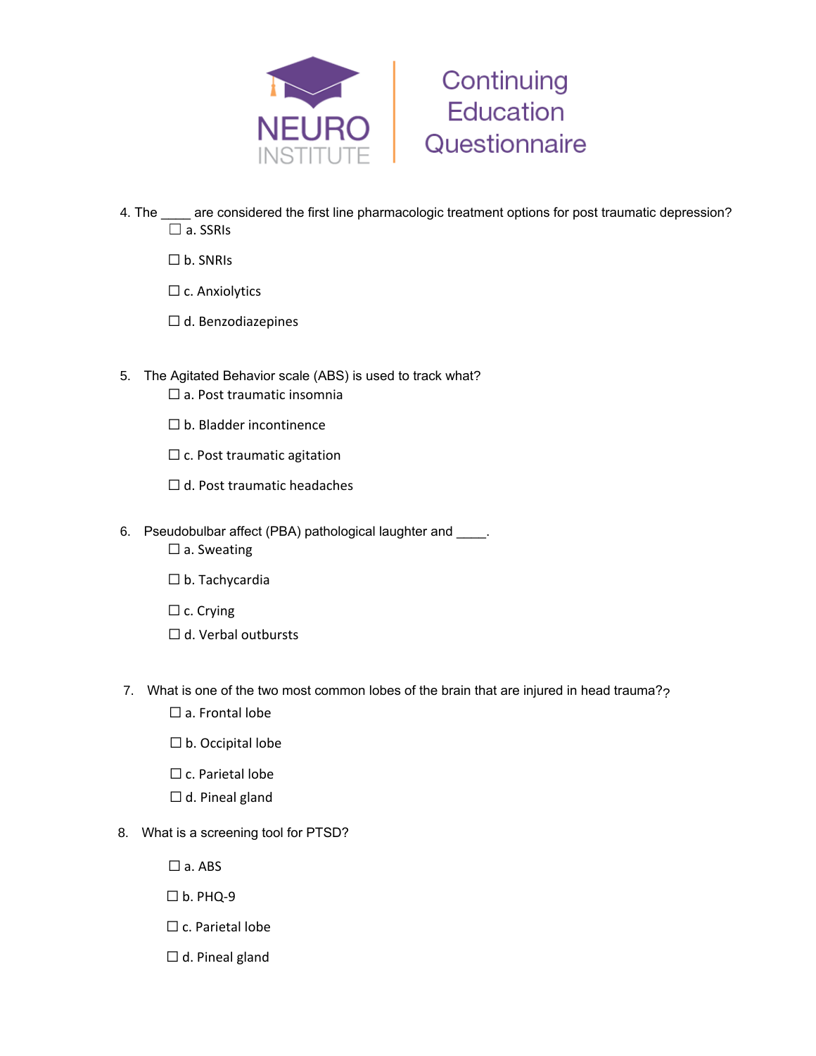NEURO INSTITUTE

Continuing Education Questionnaire

4. The ____ are considered the first line pharmacologic treatment options for post traumatic depression?
   - ☐ a. SSRIs
   - ☐ b. SNRIs
   - ☐ c. Anxiolytics
   - ☐ d. Benzodiazepines

5. The Agitated Behavior scale (ABS) is used to track what?
   - ☐ a. Post traumatic insomnia
   - ☐ b. Bladder incontinence
   - ☐ c. Post traumatic agitation
   - ☐ d. Post traumatic headaches

6. Pseudobulbar affect (PBA) pathological laughter and ____.
   - ☐ a. Sweating
   - ☐ b. Tachycardia
   - ☐ c. Crying
   - ☐ d. Verbal outbursts

7. What is one of the two most common lobes of the brain that are injured in head trauma??
   - ☐ a. Frontal lobe
   - ☐ b. Occipital lobe
   - ☐ c. Parietal lobe
   - ☐ d. Pineal gland

8. What is a screening tool for PTSD?
   - ☐ a. ABS
   - ☐ b. PHQ-9
   - ☐ c. Parietal lobe
   - ☐ d. Pineal gland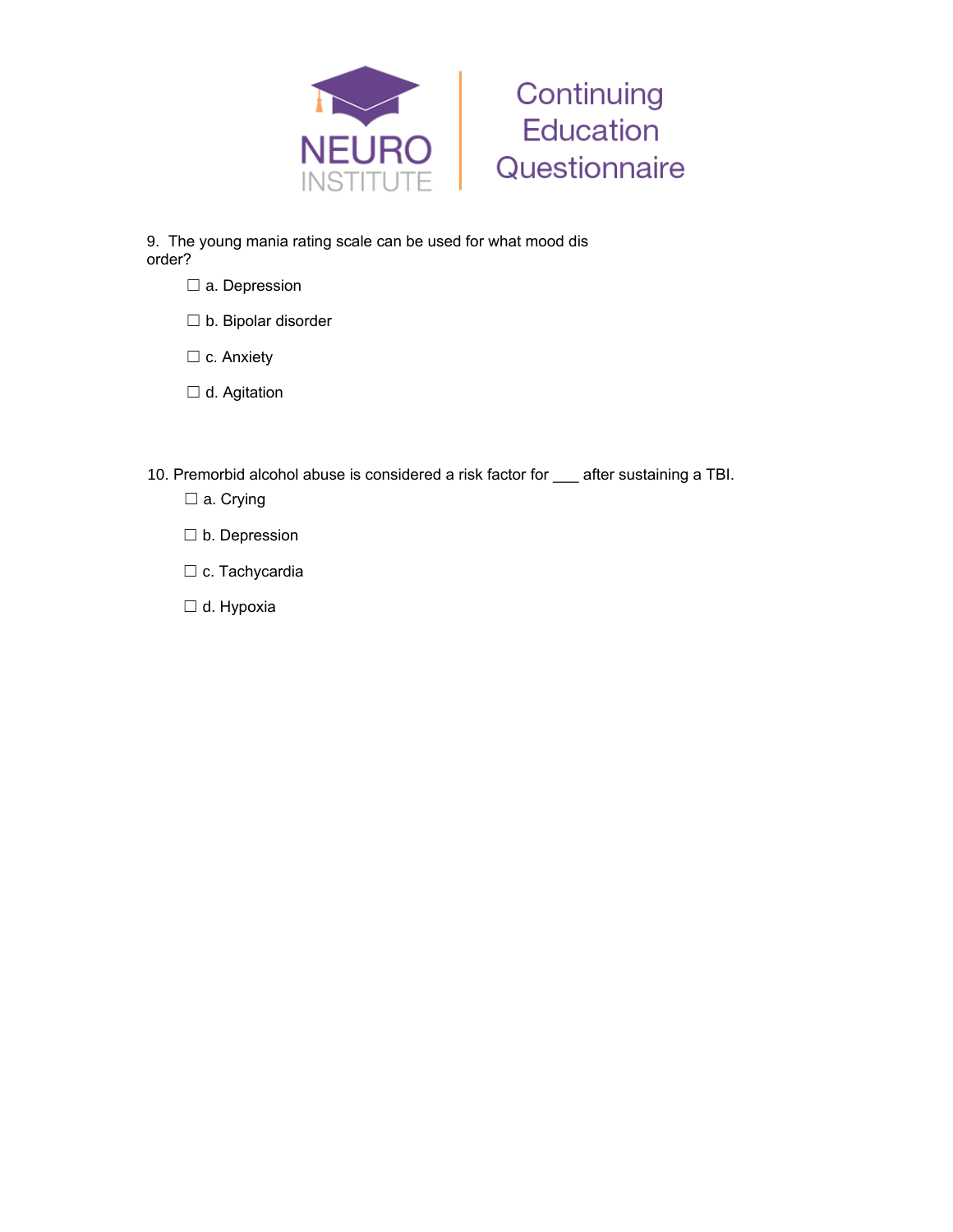9. The young mania rating scale can be used for what mood dis order?

☐ a. Depression

☐ b. Bipolar disorder

☐ c. Anxiety

☐ d. Agitation

10. Premorbid alcohol abuse is considered a risk factor for ___ after sustaining a TBI.

☐ a. Crying

☐ b. Depression

☐ c. Tachycardia

☐ d. Hypoxia